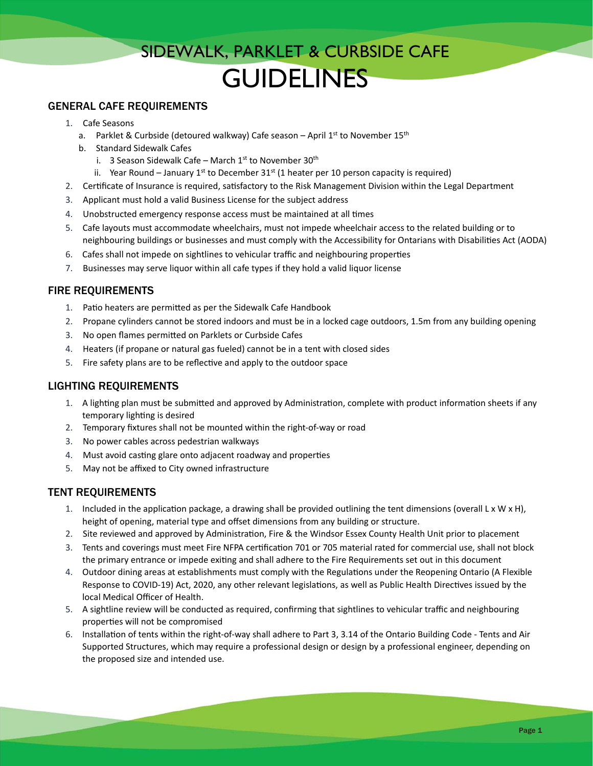# SIDEWALK, PARKLET & CURBSIDE CAFE GUIDELINES

## GENERAL CAFE REQUIREMENTS

1. Cafe Seasons
   a. Parklet & Curbside (detoured walkway) Cafe season – April 1st to November 15th
   b. Standard Sidewalk Cafes
      i. 3 Season Sidewalk Cafe – March 1st to November 30th
      ii. Year Round – January 1st to December 31st (1 heater per 10 person capacity is required)
2. Certificate of Insurance is required, satisfactory to the Risk Management Division within the Legal Department
3. Applicant must hold a valid Business License for the subject address
4. Unobstructed emergency response access must be maintained at all times
5. Cafe layouts must accommodate wheelchairs, must not impede wheelchair access to the related building or to neighbouring buildings or businesses and must comply with the Accessibility for Ontarians with Disabilities Act (AODA)
6. Cafes shall not impede on sightlines to vehicular traffic and neighbouring properties
7. Businesses may serve liquor within all cafe types if they hold a valid liquor license

## FIRE REQUIREMENTS

1. Patio heaters are permitted as per the Sidewalk Cafe Handbook
2. Propane cylinders cannot be stored indoors and must be in a locked cage outdoors, 1.5m from any building opening
3. No open flames permitted on Parklets or Curbside Cafes
4. Heaters (if propane or natural gas fueled) cannot be in a tent with closed sides
5. Fire safety plans are to be reflective and apply to the outdoor space

## LIGHTING REQUIREMENTS

1. A lighting plan must be submitted and approved by Administration, complete with product information sheets if any temporary lighting is desired
2. Temporary fixtures shall not be mounted within the right-of-way or road
3. No power cables across pedestrian walkways
4. Must avoid casting glare onto adjacent roadway and properties
5. May not be affixed to City owned infrastructure

## TENT REQUIREMENTS

1. Included in the application package, a drawing shall be provided outlining the tent dimensions (overall L x W x H), height of opening, material type and offset dimensions from any building or structure.
2. Site reviewed and approved by Administration, Fire & the Windsor Essex County Health Unit prior to placement
3. Tents and coverings must meet Fire NFPA certification 701 or 705 material rated for commercial use, shall not block the primary entrance or impede exiting and shall adhere to the Fire Requirements set out in this document
4. Outdoor dining areas at establishments must comply with the Regulations under the Reopening Ontario (A Flexible Response to COVID-19) Act, 2020, any other relevant legislations, as well as Public Health Directives issued by the local Medical Officer of Health.
5. A sightline review will be conducted as required, confirming that sightlines to vehicular traffic and neighbouring properties will not be compromised
6. Installation of tents within the right-of-way shall adhere to Part 3, 3.14 of the Ontario Building Code - Tents and Air Supported Structures, which may require a professional design or design by a professional engineer, depending on the proposed size and intended use.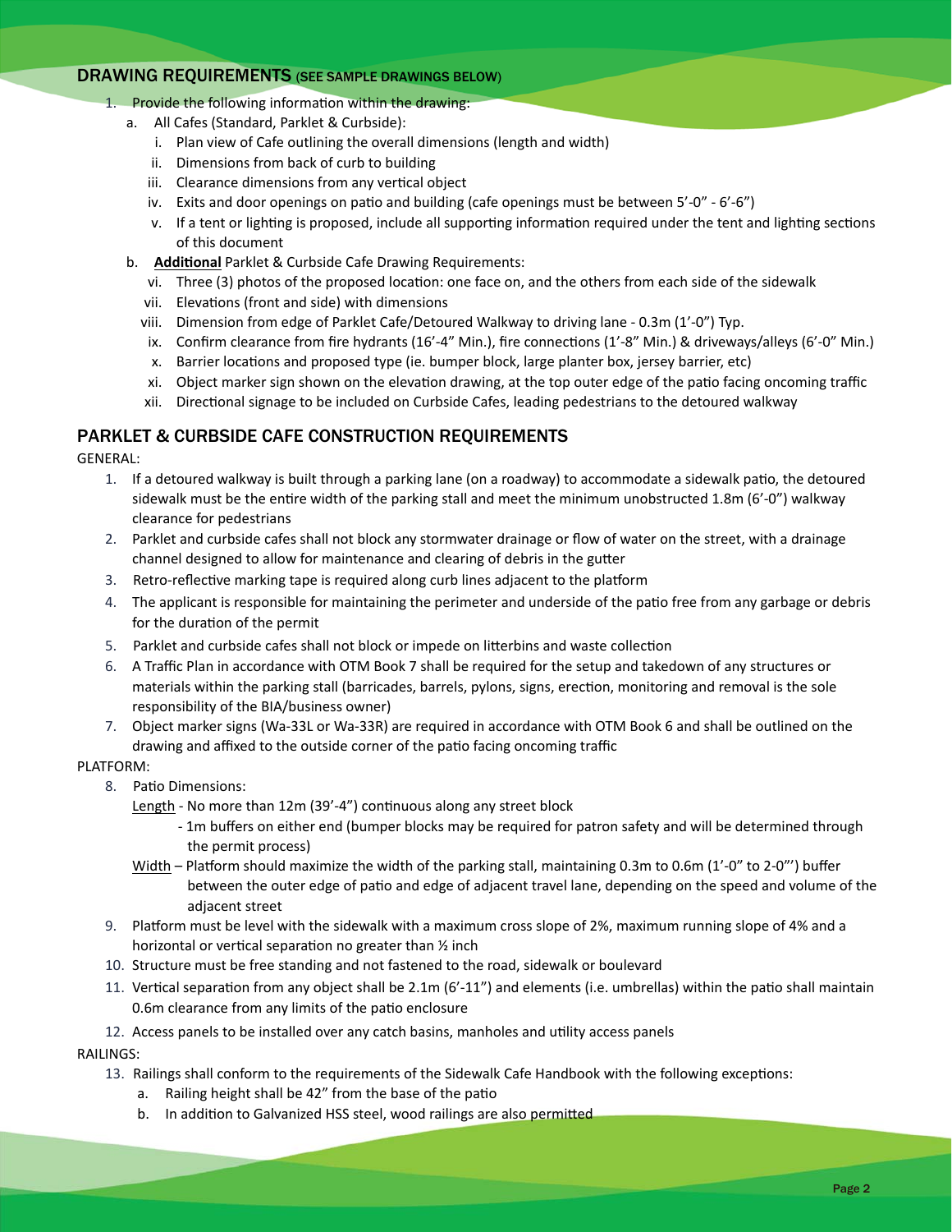## DRAWING REQUIREMENTS (SEE SAMPLE DRAWINGS BELOW)

1. Provide the following information within the drawing:
   a. All Cafes (Standard, Parklet & Curbside):
      i. Plan view of Cafe outlining the overall dimensions (length and width)
      ii. Dimensions from back of curb to building
      iii. Clearance dimensions from any vertical object
      iv. Exits and door openings on patio and building (cafe openings must be between 5'-0" - 6'-6")
      v. If a tent or lighting is proposed, include all supporting information required under the tent and lighting sections of this document
   b. **Additional** Parklet & Curbside Cafe Drawing Requirements:
      vi. Three (3) photos of the proposed location: one face on, and the others from each side of the sidewalk
      vii. Elevations (front and side) with dimensions
      viii. Dimension from edge of Parklet Cafe/Detoured Walkway to driving lane - 0.3m (1'-0") Typ.
      ix. Confirm clearance from fire hydrants (16'-4" Min.), fire connections (1'-8" Min.) & driveways/alleys (6'-0" Min.)
      x. Barrier locations and proposed type (ie. bumper block, large planter box, jersey barrier, etc)
      xi. Object marker sign shown on the elevation drawing, at the top outer edge of the patio facing oncoming traffic
      xii. Directional signage to be included on Curbside Cafes, leading pedestrians to the detoured walkway

## PARKLET & CURBSIDE CAFE CONSTRUCTION REQUIREMENTS

GENERAL:

1. If a detoured walkway is built through a parking lane (on a roadway) to accommodate a sidewalk patio, the detoured sidewalk must be the entire width of the parking stall and meet the minimum unobstructed 1.8m (6'-0") walkway clearance for pedestrians
2. Parklet and curbside cafes shall not block any stormwater drainage or flow of water on the street, with a drainage channel designed to allow for maintenance and clearing of debris in the gutter
3. Retro-reflective marking tape is required along curb lines adjacent to the platform
4. The applicant is responsible for maintaining the perimeter and underside of the patio free from any garbage or debris for the duration of the permit
5. Parklet and curbside cafes shall not block or impede on litterbins and waste collection
6. A Traffic Plan in accordance with OTM Book 7 shall be required for the setup and takedown of any structures or materials within the parking stall (barricades, barrels, pylons, signs, erection, monitoring and removal is the sole responsibility of the BIA/business owner)
7. Object marker signs (Wa-33L or Wa-33R) are required in accordance with OTM Book 6 and shall be outlined on the drawing and affixed to the outside corner of the patio facing oncoming traffic

PLATFORM:

8. Patio Dimensions:

   Length - No more than 12m (39'-4") continuous along any street block
   - 1m buffers on either end (bumper blocks may be required for patron safety and will be determined through the permit process)

   Width – Platform should maximize the width of the parking stall, maintaining 0.3m to 0.6m (1'-0" to 2-0"') buffer between the outer edge of patio and edge of adjacent travel lane, depending on the speed and volume of the adjacent street
9. Platform must be level with the sidewalk with a maximum cross slope of 2%, maximum running slope of 4% and a horizontal or vertical separation no greater than ½ inch
10. Structure must be free standing and not fastened to the road, sidewalk or boulevard
11. Vertical separation from any object shall be 2.1m (6'-11") and elements (i.e. umbrellas) within the patio shall maintain 0.6m clearance from any limits of the patio enclosure
12. Access panels to be installed over any catch basins, manholes and utility access panels

RAILINGS:

13. Railings shall conform to the requirements of the Sidewalk Cafe Handbook with the following exceptions:
    a. Railing height shall be 42" from the base of the patio
    b. In addition to Galvanized HSS steel, wood railings are also permitted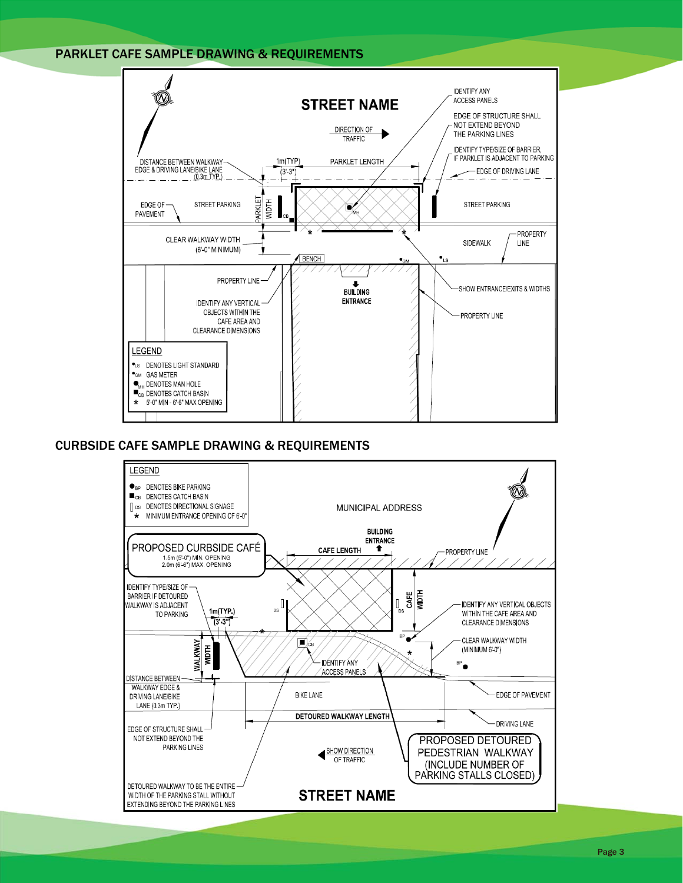## PARKLET CAFE SAMPLE DRAWING & REQUIREMENTS

STREET NAME

DIRECTION OF TRAFFIC

IDENTIFY ANY ACCESS PANELS

EDGE OF STRUCTURE SHALL NOT EXTEND BEYOND THE PARKING LINES

IDENTIFY TYPE/SIZE OF BARRIER, IF PARKLET IS ADJACENT TO PARKING

DISTANCE BETWEEN WALKWAY EDGE & DRIVING LANE/BIKE LANE (0.3m TYP.)

1m(TYP) (3'-3")

PARKLET LENGTH

EDGE OF DRIVING LANE

EDGE OF PAVEMENT

STREET PARKING

PARKLET WIDTH

STREET PARKING

CLEAR WALKWAY WIDTH (6'-0" MINIMUM)

SIDEWALK

PROPERTY LINE

BENCH

PROPERTY LINE

BUILDING ENTRANCE

SHOW ENTRANCE/EXITS & WIDTHS

IDENTIFY ANY VERTICAL OBJECTS WITHIN THE CAFE AREA AND CLEARANCE DIMENSIONS

PROPERTY LINE

LEGEND
- LS DENOTES LIGHT STANDARD
- GM GAS METER
- MH DENOTES MAN HOLE
- CB DENOTES CATCH BASIN
- * 5'-0" MIN - 6'-6" MAX OPENING

## CURBSIDE CAFE SAMPLE DRAWING & REQUIREMENTS

LEGEND
- BP DENOTES BIKE PARKING
- CB DENOTES CATCH BASIN
- DS DENOTES DIRECTIONAL SIGNAGE
- * MINIMUM ENTRANCE OPENING OF 6'-0"

MUNICIPAL ADDRESS

PROPOSED CURBSIDE CAFÉ
1.5m (5'-0") MIN. OPENING
2.0m (6'-6") MAX. OPENING

BUILDING ENTRANCE

CAFE LENGTH

PROPERTY LINE

IDENTIFY TYPE/SIZE OF BARRIER IF DETOURED WALKWAY IS ADJACENT TO PARKING

1m(TYP.) (3'-3")

CAFE WIDTH

IDENTIFY ANY VERTICAL OBJECTS WITHIN THE CAFE AREA AND CLEARANCE DIMENSIONS

CLEAR WALKWAY WIDTH (MINIMUM 6'-0")

WALKWAY WIDTH

IDENTIFY ANY ACCESS PANELS

DISTANCE BETWEEN WALKWAY EDGE & DRIVING LANE/BIKE LANE (0.3m TYP.)

BIKE LANE

EDGE OF PAVEMENT

DETOURED WALKWAY LENGTH

DRIVING LANE

EDGE OF STRUCTURE SHALL NOT EXTEND BEYOND THE PARKING LINES

SHOW DIRECTION OF TRAFFIC

PROPOSED DETOURED PEDESTRIAN WALKWAY (INCLUDE NUMBER OF PARKING STALLS CLOSED)

DETOURED WALKWAY TO BE THE ENTIRE WIDTH OF THE PARKING STALL WITHOUT EXTENDING BEYOND THE PARKING LINES

STREET NAME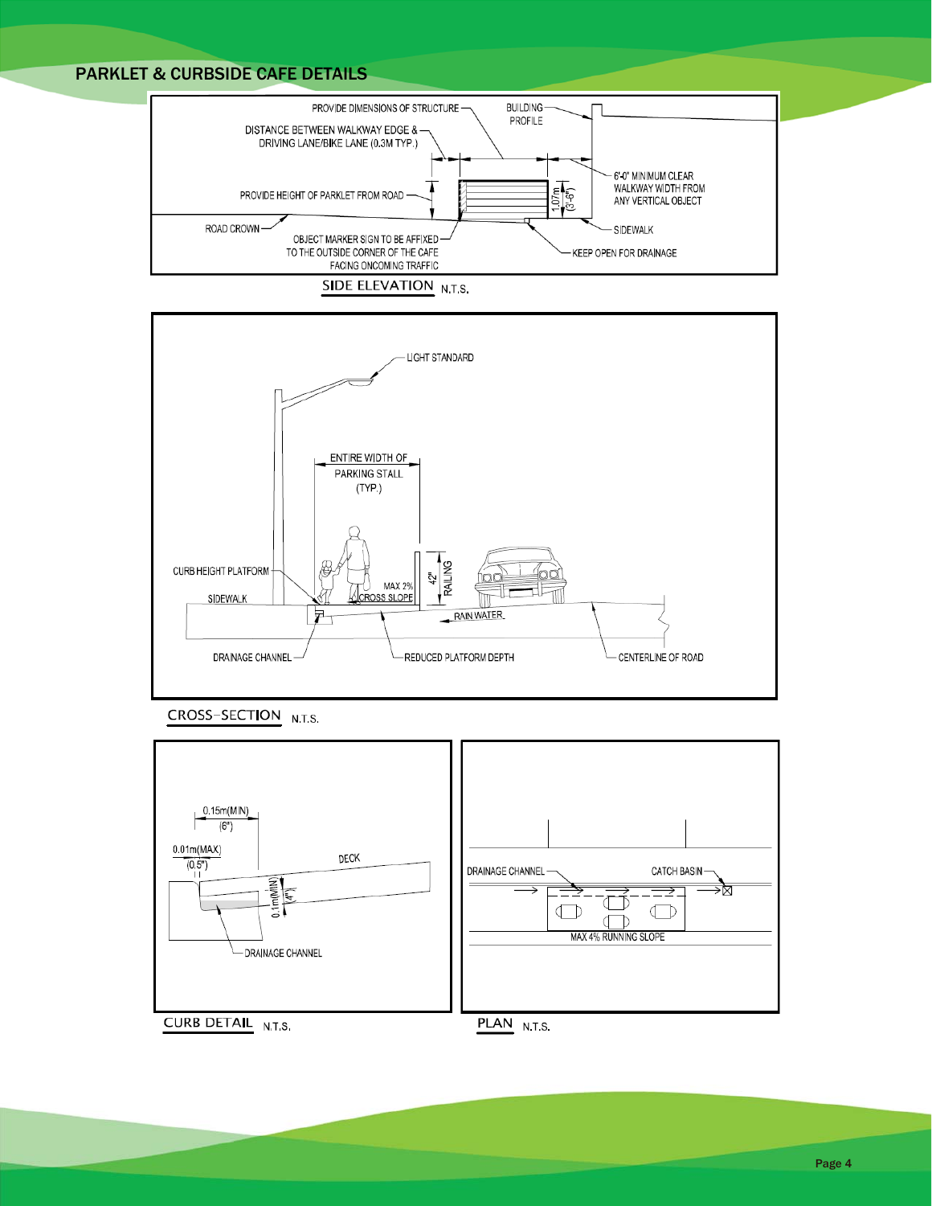## PARKLET & CURBSIDE CAFE DETAILS

PROVIDE DIMENSIONS OF STRUCTURE

BUILDING PROFILE

DISTANCE BETWEEN WALKWAY EDGE & DRIVING LANE/BIKE LANE (0.3M TYP.)

6'-0" MINIMUM CLEAR WALKWAY WIDTH FROM ANY VERTICAL OBJECT

PROVIDE HEIGHT OF PARKLET FROM ROAD

1.07m (3'-6")

ROAD CROWN

SIDEWALK

OBJECT MARKER SIGN TO BE AFFIXED TO THE OUTSIDE CORNER OF THE CAFE FACING ONCOMING TRAFFIC

KEEP OPEN FOR DRAINAGE

SIDE ELEVATION N.T.S.

LIGHT STANDARD

ENTIRE WIDTH OF PARKING STALL (TYP.)

CURB HEIGHT PLATFORM

42" RAILING

MAX 2% CROSS SLOPE

SIDEWALK

RAIN WATER

DRAINAGE CHANNEL

REDUCED PLATFORM DEPTH

CENTERLINE OF ROAD

CROSS-SECTION N.T.S.

0.15m(MIN) (6")

0.01m(MAX) (0.5")

DECK

0.1m(MIN) (4")

DRAINAGE CHANNEL

CURB DETAIL N.T.S.

DRAINAGE CHANNEL

CATCH BASIN

MAX 4% RUNNING SLOPE

PLAN N.T.S.